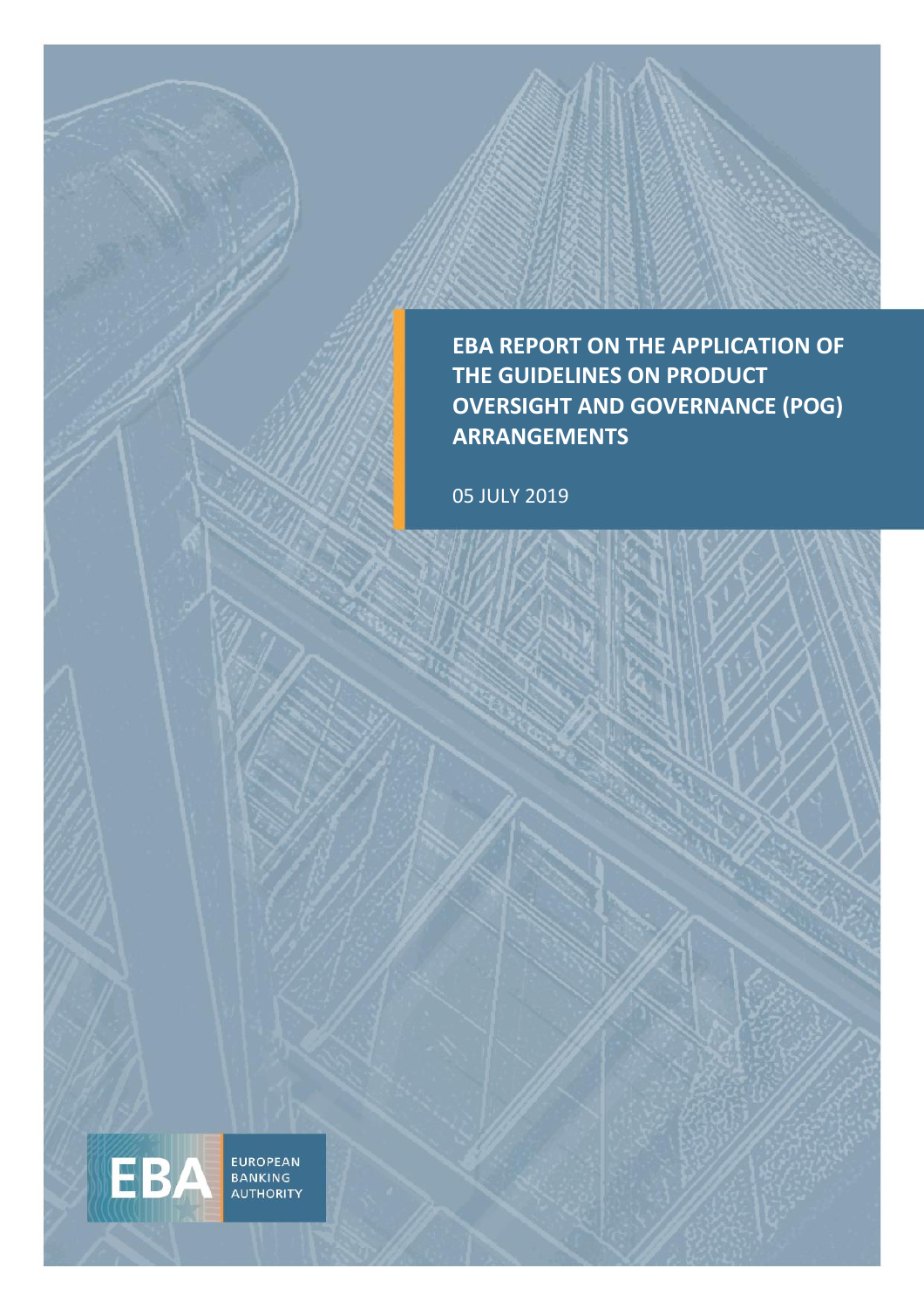# EBA REPORT ON THE APPLICATION OF THE GUIDELINES ON PRODUCT OVERSIGHT AND GOVERNANCE (POG) ARRANGEMENTS

05 JULY 2019

EBA EUROPEAN BANKING AUTHORITY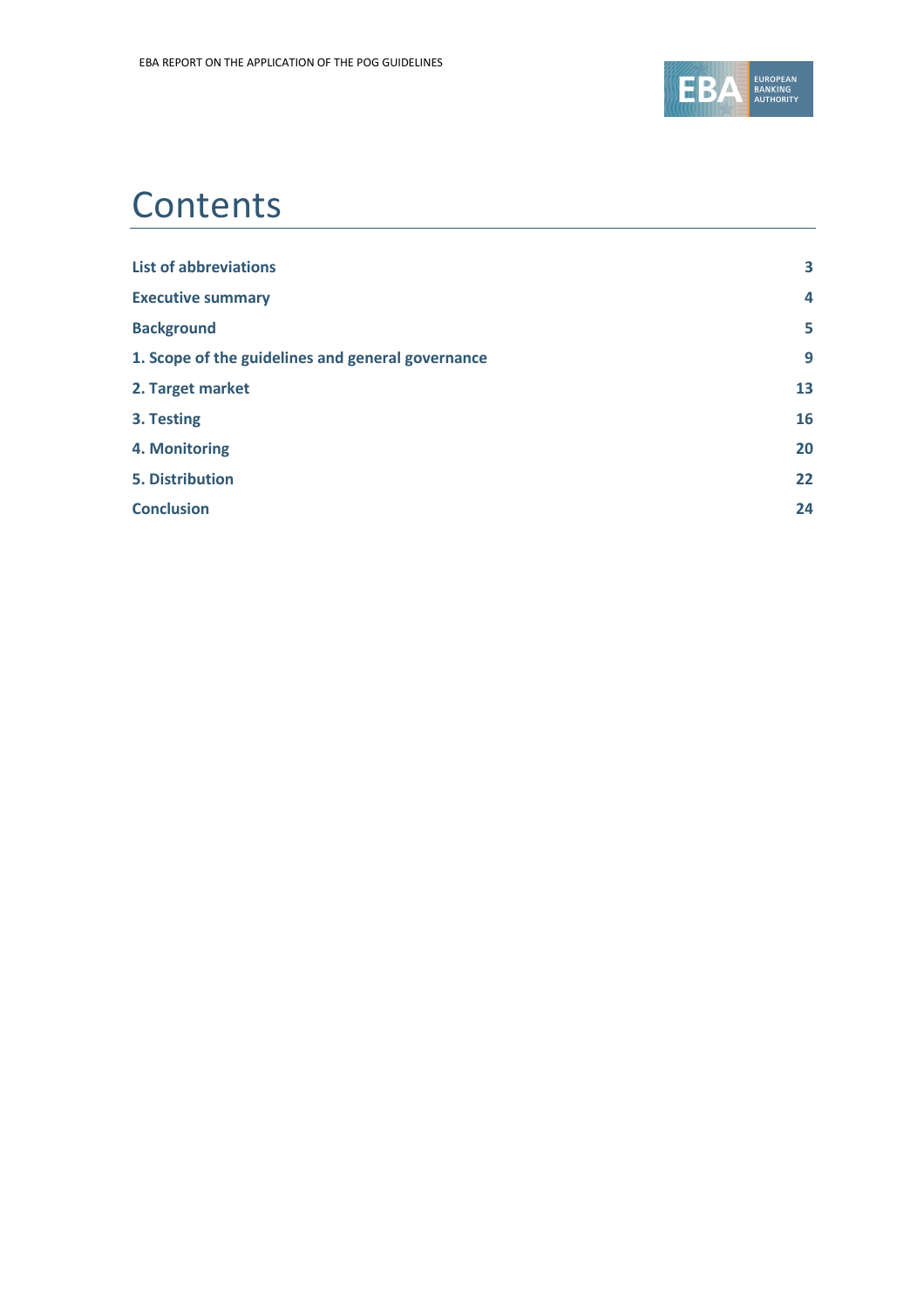# Contents

| | |
|---|---|
| **List of abbreviations** | **3** |
| **Executive summary** | **4** |
| **Background** | **5** |
| **1. Scope of the guidelines and general governance** | **9** |
| **2. Target market** | **13** |
| **3. Testing** | **16** |
| **4. Monitoring** | **20** |
| **5. Distribution** | **22** |
| **Conclusion** | **24** |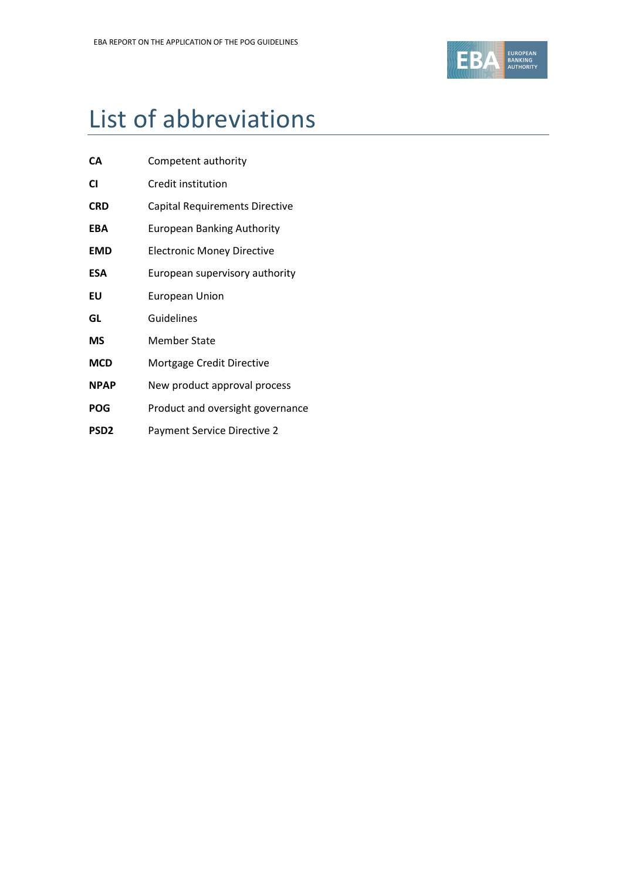# List of abbreviations

| | |
|---|---|
| **CA** | Competent authority |
| **CI** | Credit institution |
| **CRD** | Capital Requirements Directive |
| **EBA** | European Banking Authority |
| **EMD** | Electronic Money Directive |
| **ESA** | European supervisory authority |
| **EU** | European Union |
| **GL** | Guidelines |
| **MS** | Member State |
| **MCD** | Mortgage Credit Directive |
| **NPAP** | New product approval process |
| **POG** | Product and oversight governance |
| **PSD2** | Payment Service Directive 2 |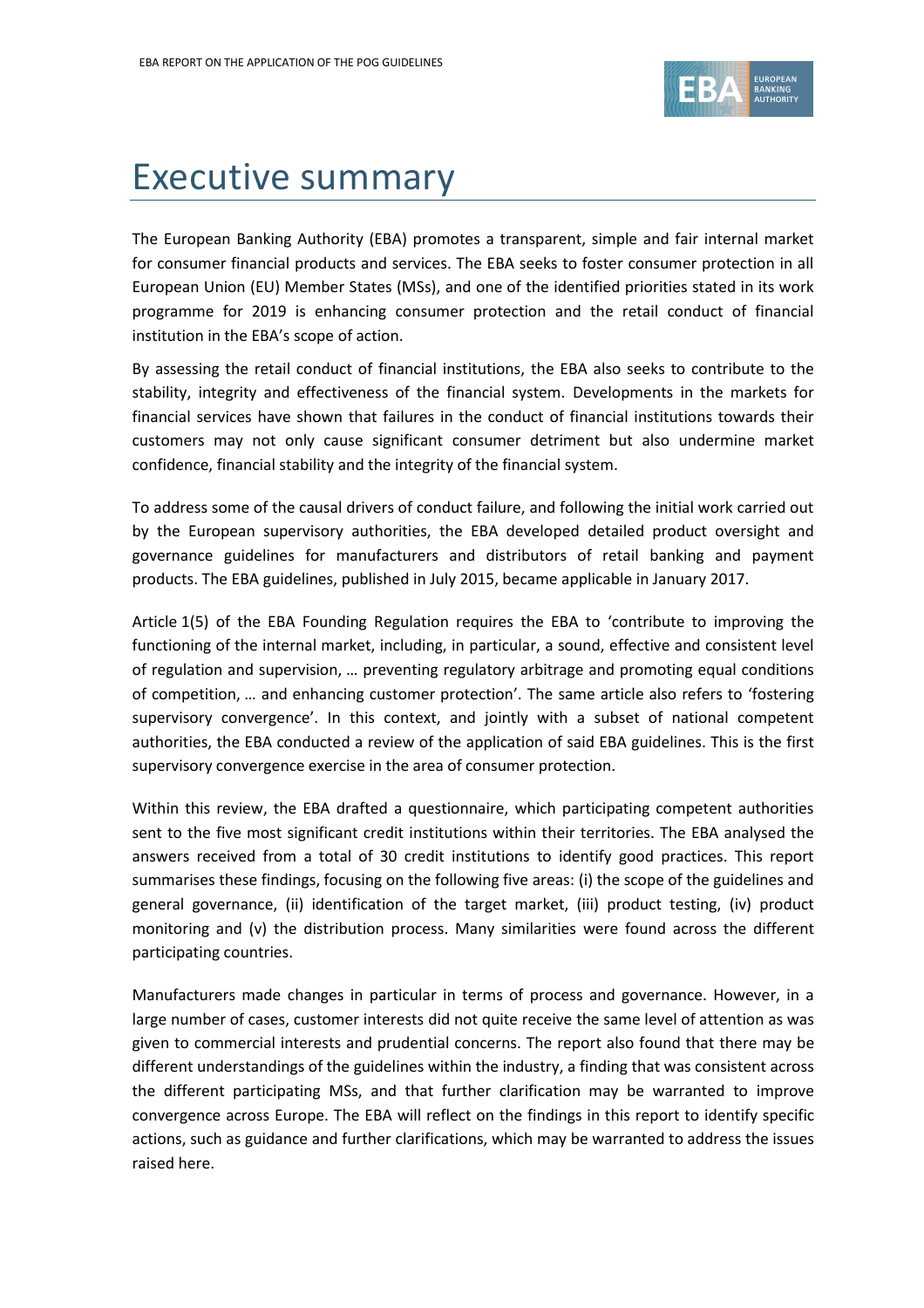# Executive summary

The European Banking Authority (EBA) promotes a transparent, simple and fair internal market for consumer financial products and services. The EBA seeks to foster consumer protection in all European Union (EU) Member States (MSs), and one of the identified priorities stated in its work programme for 2019 is enhancing consumer protection and the retail conduct of financial institution in the EBA's scope of action.

By assessing the retail conduct of financial institutions, the EBA also seeks to contribute to the stability, integrity and effectiveness of the financial system. Developments in the markets for financial services have shown that failures in the conduct of financial institutions towards their customers may not only cause significant consumer detriment but also undermine market confidence, financial stability and the integrity of the financial system.

To address some of the causal drivers of conduct failure, and following the initial work carried out by the European supervisory authorities, the EBA developed detailed product oversight and governance guidelines for manufacturers and distributors of retail banking and payment products. The EBA guidelines, published in July 2015, became applicable in January 2017.

Article 1(5) of the EBA Founding Regulation requires the EBA to 'contribute to improving the functioning of the internal market, including, in particular, a sound, effective and consistent level of regulation and supervision, … preventing regulatory arbitrage and promoting equal conditions of competition, … and enhancing customer protection'. The same article also refers to 'fostering supervisory convergence'. In this context, and jointly with a subset of national competent authorities, the EBA conducted a review of the application of said EBA guidelines. This is the first supervisory convergence exercise in the area of consumer protection.

Within this review, the EBA drafted a questionnaire, which participating competent authorities sent to the five most significant credit institutions within their territories. The EBA analysed the answers received from a total of 30 credit institutions to identify good practices. This report summarises these findings, focusing on the following five areas: (i) the scope of the guidelines and general governance, (ii) identification of the target market, (iii) product testing, (iv) product monitoring and (v) the distribution process. Many similarities were found across the different participating countries.

Manufacturers made changes in particular in terms of process and governance. However, in a large number of cases, customer interests did not quite receive the same level of attention as was given to commercial interests and prudential concerns. The report also found that there may be different understandings of the guidelines within the industry, a finding that was consistent across the different participating MSs, and that further clarification may be warranted to improve convergence across Europe. The EBA will reflect on the findings in this report to identify specific actions, such as guidance and further clarifications, which may be warranted to address the issues raised here.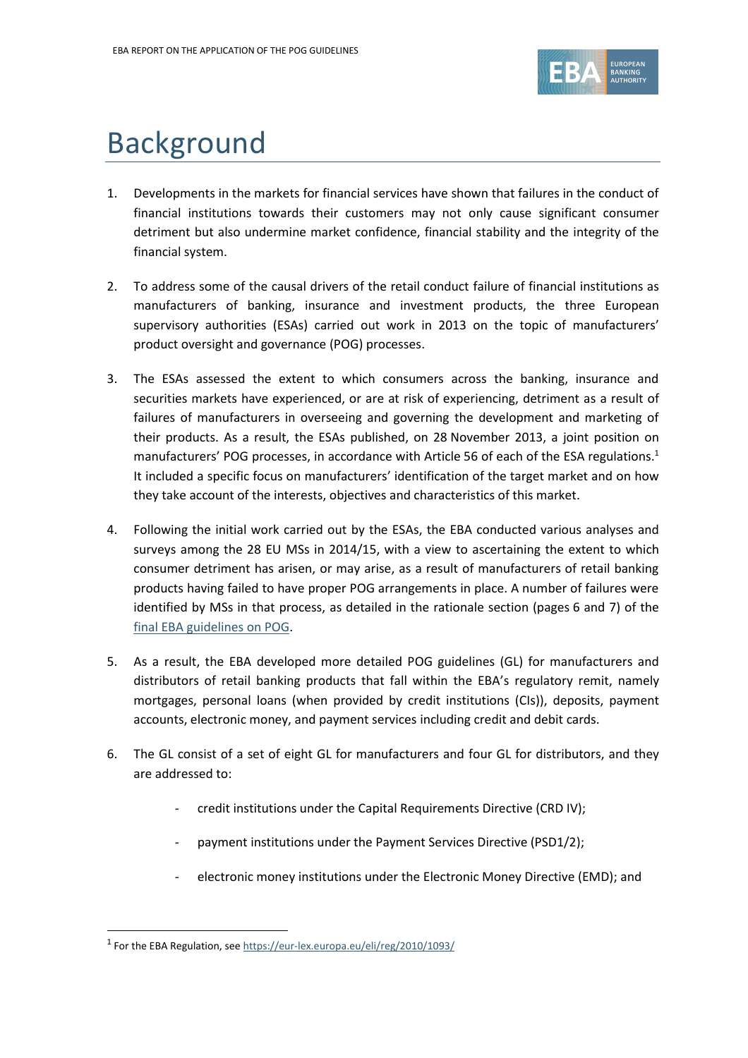# Background

1. Developments in the markets for financial services have shown that failures in the conduct of financial institutions towards their customers may not only cause significant consumer detriment but also undermine market confidence, financial stability and the integrity of the financial system.

2. To address some of the causal drivers of the retail conduct failure of financial institutions as manufacturers of banking, insurance and investment products, the three European supervisory authorities (ESAs) carried out work in 2013 on the topic of manufacturers' product oversight and governance (POG) processes.

3. The ESAs assessed the extent to which consumers across the banking, insurance and securities markets have experienced, or are at risk of experiencing, detriment as a result of failures of manufacturers in overseeing and governing the development and marketing of their products. As a result, the ESAs published, on 28 November 2013, a joint position on manufacturers' POG processes, in accordance with Article 56 of each of the ESA regulations.[1] It included a specific focus on manufacturers' identification of the target market and on how they take account of the interests, objectives and characteristics of this market.

4. Following the initial work carried out by the ESAs, the EBA conducted various analyses and surveys among the 28 EU MSs in 2014/15, with a view to ascertaining the extent to which consumer detriment has arisen, or may arise, as a result of manufacturers of retail banking products having failed to have proper POG arrangements in place. A number of failures were identified by MSs in that process, as detailed in the rationale section (pages 6 and 7) of the final EBA guidelines on POG.

5. As a result, the EBA developed more detailed POG guidelines (GL) for manufacturers and distributors of retail banking products that fall within the EBA's regulatory remit, namely mortgages, personal loans (when provided by credit institutions (CIs)), deposits, payment accounts, electronic money, and payment services including credit and debit cards.

6. The GL consist of a set of eight GL for manufacturers and four GL for distributors, and they are addressed to:

   - credit institutions under the Capital Requirements Directive (CRD IV);
   - payment institutions under the Payment Services Directive (PSD1/2);
   - electronic money institutions under the Electronic Money Directive (EMD); and

[1] For the EBA Regulation, see https://eur-lex.europa.eu/eli/reg/2010/1093/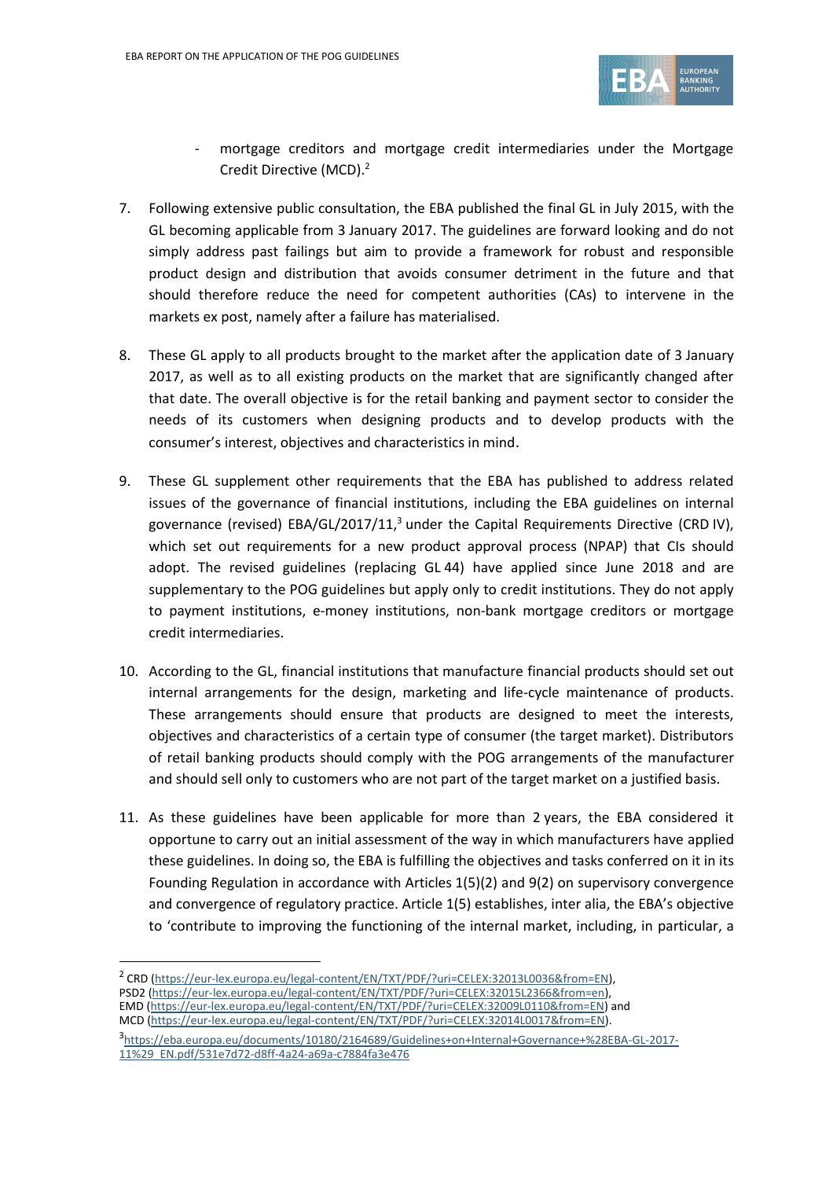- mortgage creditors and mortgage credit intermediaries under the Mortgage Credit Directive (MCD).[2]

7. Following extensive public consultation, the EBA published the final GL in July 2015, with the GL becoming applicable from 3 January 2017. The guidelines are forward looking and do not simply address past failings but aim to provide a framework for robust and responsible product design and distribution that avoids consumer detriment in the future and that should therefore reduce the need for competent authorities (CAs) to intervene in the markets ex post, namely after a failure has materialised.

8. These GL apply to all products brought to the market after the application date of 3 January 2017, as well as to all existing products on the market that are significantly changed after that date. The overall objective is for the retail banking and payment sector to consider the needs of its customers when designing products and to develop products with the consumer's interest, objectives and characteristics in mind.

9. These GL supplement other requirements that the EBA has published to address related issues of the governance of financial institutions, including the EBA guidelines on internal governance (revised) EBA/GL/2017/11,[3] under the Capital Requirements Directive (CRD IV), which set out requirements for a new product approval process (NPAP) that CIs should adopt. The revised guidelines (replacing GL 44) have applied since June 2018 and are supplementary to the POG guidelines but apply only to credit institutions. They do not apply to payment institutions, e-money institutions, non-bank mortgage creditors or mortgage credit intermediaries.

10. According to the GL, financial institutions that manufacture financial products should set out internal arrangements for the design, marketing and life-cycle maintenance of products. These arrangements should ensure that products are designed to meet the interests, objectives and characteristics of a certain type of consumer (the target market). Distributors of retail banking products should comply with the POG arrangements of the manufacturer and should sell only to customers who are not part of the target market on a justified basis.

11. As these guidelines have been applicable for more than 2 years, the EBA considered it opportune to carry out an initial assessment of the way in which manufacturers have applied these guidelines. In doing so, the EBA is fulfilling the objectives and tasks conferred on it in its Founding Regulation in accordance with Articles 1(5)(2) and 9(2) on supervisory convergence and convergence of regulatory practice. Article 1(5) establishes, inter alia, the EBA's objective to 'contribute to improving the functioning of the internal market, including, in particular, a

---

[2] CRD (https://eur-lex.europa.eu/legal-content/EN/TXT/PDF/?uri=CELEX:32013L0036&from=EN), PSD2 (https://eur-lex.europa.eu/legal-content/EN/TXT/PDF/?uri=CELEX:32015L2366&from=en), EMD (https://eur-lex.europa.eu/legal-content/EN/TXT/PDF/?uri=CELEX:32009L0110&from=EN) and MCD (https://eur-lex.europa.eu/legal-content/EN/TXT/PDF/?uri=CELEX:32014L0017&from=EN).

[3] https://eba.europa.eu/documents/10180/2164689/Guidelines+on+Internal+Governance+%28EBA-GL-2017-11%29_EN.pdf/531e7d72-d8ff-4a24-a69a-c7884fa3e476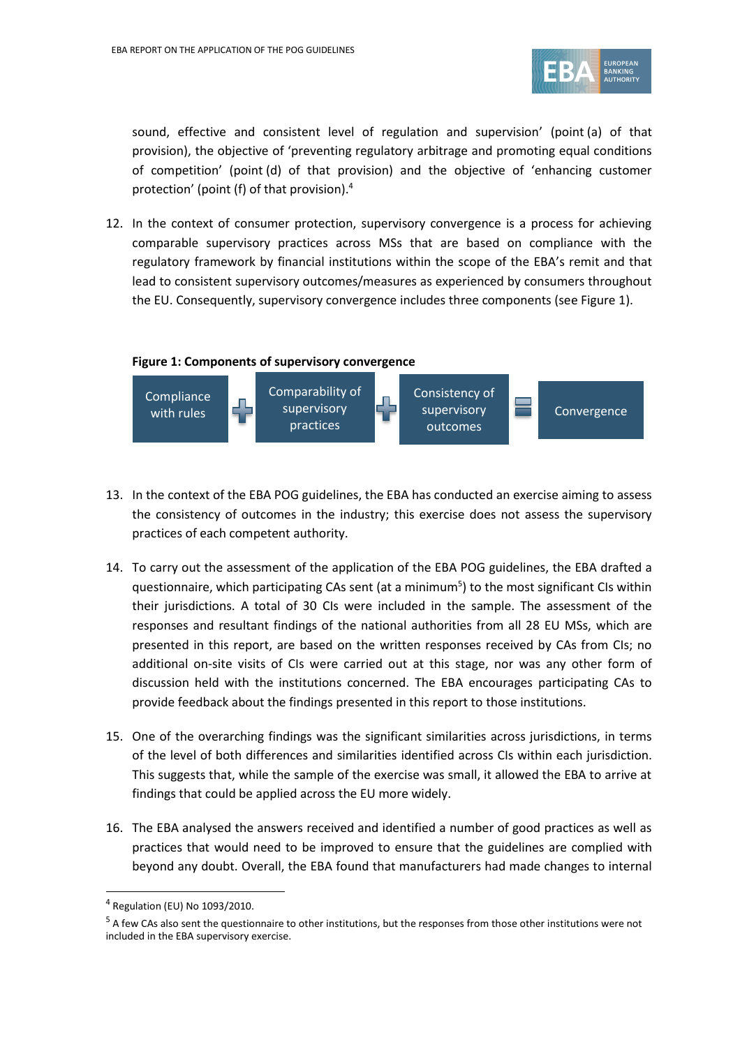sound, effective and consistent level of regulation and supervision' (point (a) of that provision), the objective of 'preventing regulatory arbitrage and promoting equal conditions of competition' (point (d) of that provision) and the objective of 'enhancing customer protection' (point (f) of that provision).[4]

12. In the context of consumer protection, supervisory convergence is a process for achieving comparable supervisory practices across MSs that are based on compliance with the regulatory framework by financial institutions within the scope of the EBA's remit and that lead to consistent supervisory outcomes/measures as experienced by consumers throughout the EU. Consequently, supervisory convergence includes three components (see Figure 1).

**Figure 1: Components of supervisory convergence**

Compliance with rules + Comparability of supervisory practices + Consistency of supervisory outcomes = Convergence

13. In the context of the EBA POG guidelines, the EBA has conducted an exercise aiming to assess the consistency of outcomes in the industry; this exercise does not assess the supervisory practices of each competent authority.

14. To carry out the assessment of the application of the EBA POG guidelines, the EBA drafted a questionnaire, which participating CAs sent (at a minimum[5]) to the most significant CIs within their jurisdictions. A total of 30 CIs were included in the sample. The assessment of the responses and resultant findings of the national authorities from all 28 EU MSs, which are presented in this report, are based on the written responses received by CAs from CIs; no additional on-site visits of CIs were carried out at this stage, nor was any other form of discussion held with the institutions concerned. The EBA encourages participating CAs to provide feedback about the findings presented in this report to those institutions.

15. One of the overarching findings was the significant similarities across jurisdictions, in terms of the level of both differences and similarities identified across CIs within each jurisdiction. This suggests that, while the sample of the exercise was small, it allowed the EBA to arrive at findings that could be applied across the EU more widely.

16. The EBA analysed the answers received and identified a number of good practices as well as practices that would need to be improved to ensure that the guidelines are complied with beyond any doubt. Overall, the EBA found that manufacturers had made changes to internal

---

[4] Regulation (EU) No 1093/2010.

[5] A few CAs also sent the questionnaire to other institutions, but the responses from those other institutions were not included in the EBA supervisory exercise.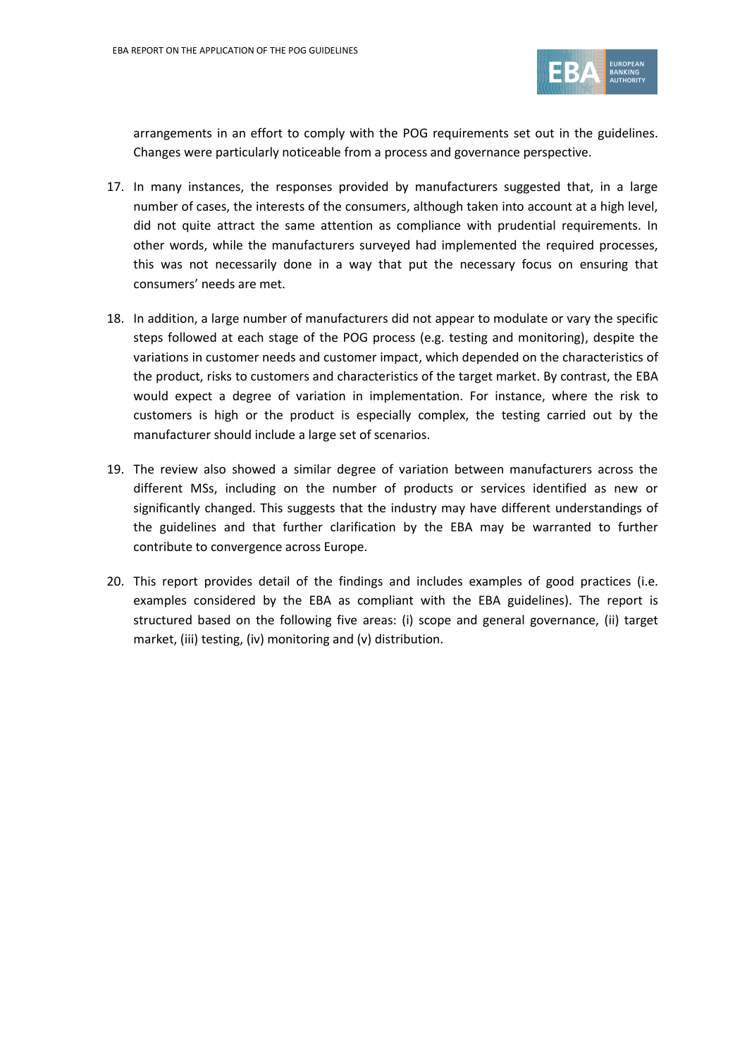arrangements in an effort to comply with the POG requirements set out in the guidelines. Changes were particularly noticeable from a process and governance perspective.

17. In many instances, the responses provided by manufacturers suggested that, in a large number of cases, the interests of the consumers, although taken into account at a high level, did not quite attract the same attention as compliance with prudential requirements. In other words, while the manufacturers surveyed had implemented the required processes, this was not necessarily done in a way that put the necessary focus on ensuring that consumers' needs are met.

18. In addition, a large number of manufacturers did not appear to modulate or vary the specific steps followed at each stage of the POG process (e.g. testing and monitoring), despite the variations in customer needs and customer impact, which depended on the characteristics of the product, risks to customers and characteristics of the target market. By contrast, the EBA would expect a degree of variation in implementation. For instance, where the risk to customers is high or the product is especially complex, the testing carried out by the manufacturer should include a large set of scenarios.

19. The review also showed a similar degree of variation between manufacturers across the different MSs, including on the number of products or services identified as new or significantly changed. This suggests that the industry may have different understandings of the guidelines and that further clarification by the EBA may be warranted to further contribute to convergence across Europe.

20. This report provides detail of the findings and includes examples of good practices (i.e. examples considered by the EBA as compliant with the EBA guidelines). The report is structured based on the following five areas: (i) scope and general governance, (ii) target market, (iii) testing, (iv) monitoring and (v) distribution.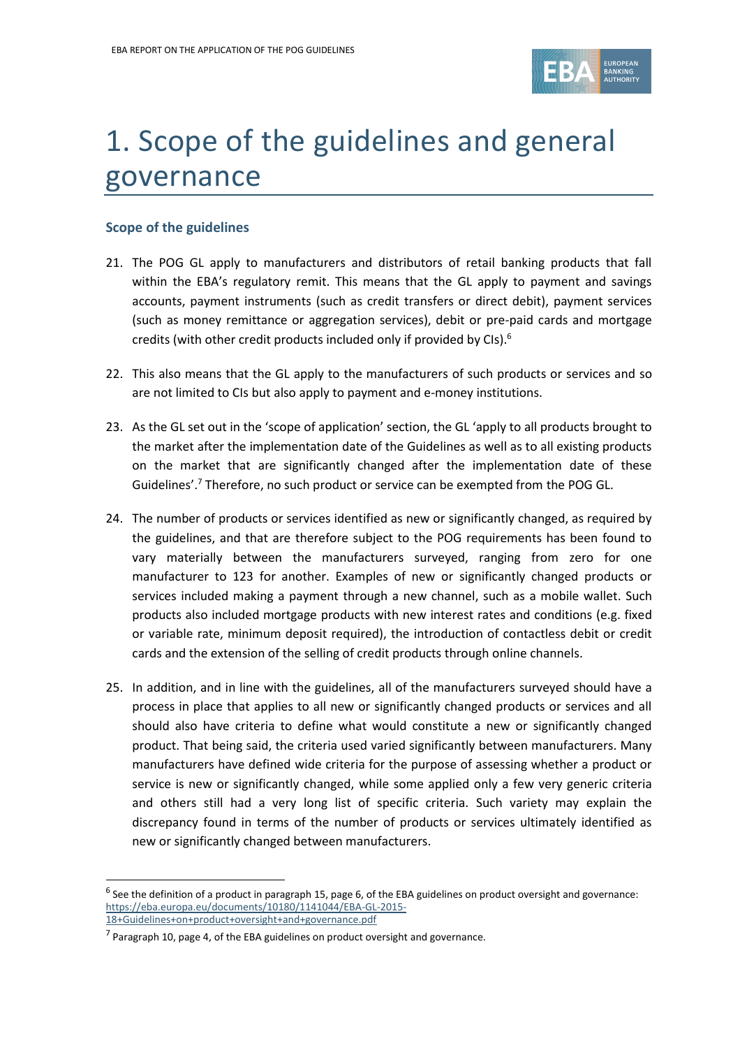# 1. Scope of the guidelines and general governance

### Scope of the guidelines

21. The POG GL apply to manufacturers and distributors of retail banking products that fall within the EBA's regulatory remit. This means that the GL apply to payment and savings accounts, payment instruments (such as credit transfers or direct debit), payment services (such as money remittance or aggregation services), debit or pre-paid cards and mortgage credits (with other credit products included only if provided by CIs).[6]

22. This also means that the GL apply to the manufacturers of such products or services and so are not limited to CIs but also apply to payment and e-money institutions.

23. As the GL set out in the 'scope of application' section, the GL 'apply to all products brought to the market after the implementation date of the Guidelines as well as to all existing products on the market that are significantly changed after the implementation date of these Guidelines'.[7] Therefore, no such product or service can be exempted from the POG GL.

24. The number of products or services identified as new or significantly changed, as required by the guidelines, and that are therefore subject to the POG requirements has been found to vary materially between the manufacturers surveyed, ranging from zero for one manufacturer to 123 for another. Examples of new or significantly changed products or services included making a payment through a new channel, such as a mobile wallet. Such products also included mortgage products with new interest rates and conditions (e.g. fixed or variable rate, minimum deposit required), the introduction of contactless debit or credit cards and the extension of the selling of credit products through online channels.

25. In addition, and in line with the guidelines, all of the manufacturers surveyed should have a process in place that applies to all new or significantly changed products or services and all should also have criteria to define what would constitute a new or significantly changed product. That being said, the criteria used varied significantly between manufacturers. Many manufacturers have defined wide criteria for the purpose of assessing whether a product or service is new or significantly changed, while some applied only a few very generic criteria and others still had a very long list of specific criteria. Such variety may explain the discrepancy found in terms of the number of products or services ultimately identified as new or significantly changed between manufacturers.

---

[6] See the definition of a product in paragraph 15, page 6, of the EBA guidelines on product oversight and governance: https://eba.europa.eu/documents/10180/1141044/EBA-GL-2015-18+Guidelines+on+product+oversight+and+governance.pdf

[7] Paragraph 10, page 4, of the EBA guidelines on product oversight and governance.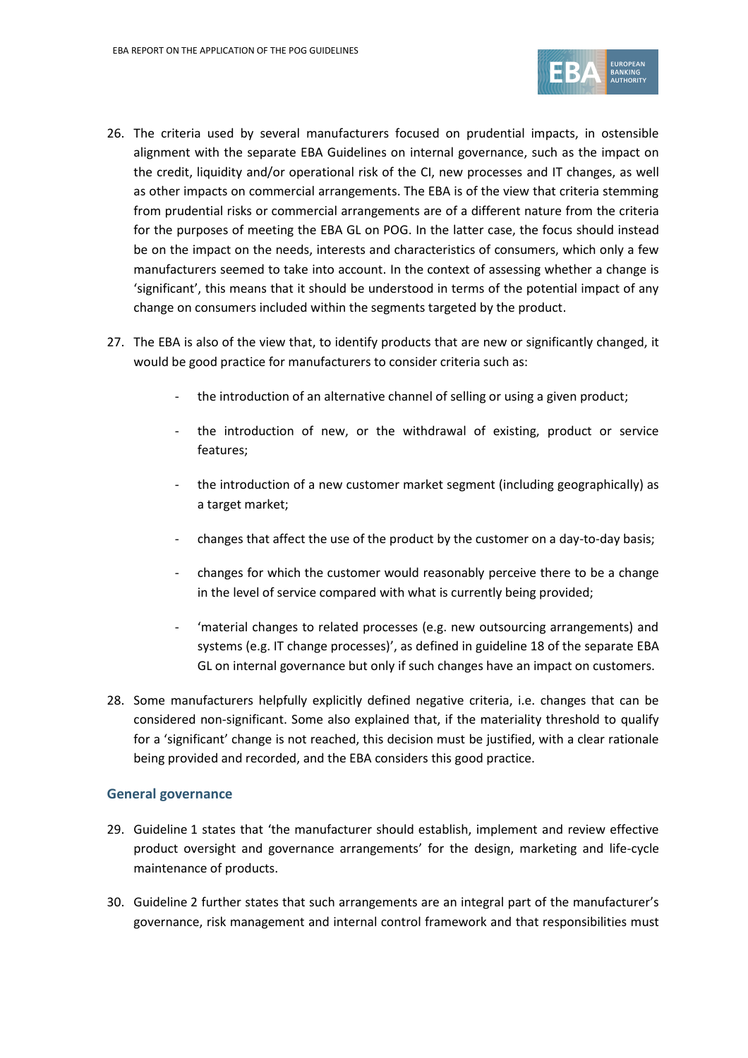26. The criteria used by several manufacturers focused on prudential impacts, in ostensible alignment with the separate EBA Guidelines on internal governance, such as the impact on the credit, liquidity and/or operational risk of the CI, new processes and IT changes, as well as other impacts on commercial arrangements. The EBA is of the view that criteria stemming from prudential risks or commercial arrangements are of a different nature from the criteria for the purposes of meeting the EBA GL on POG. In the latter case, the focus should instead be on the impact on the needs, interests and characteristics of consumers, which only a few manufacturers seemed to take into account. In the context of assessing whether a change is 'significant', this means that it should be understood in terms of the potential impact of any change on consumers included within the segments targeted by the product.

27. The EBA is also of the view that, to identify products that are new or significantly changed, it would be good practice for manufacturers to consider criteria such as:

    - the introduction of an alternative channel of selling or using a given product;
    - the introduction of new, or the withdrawal of existing, product or service features;
    - the introduction of a new customer market segment (including geographically) as a target market;
    - changes that affect the use of the product by the customer on a day-to-day basis;
    - changes for which the customer would reasonably perceive there to be a change in the level of service compared with what is currently being provided;
    - 'material changes to related processes (e.g. new outsourcing arrangements) and systems (e.g. IT change processes)', as defined in guideline 18 of the separate EBA GL on internal governance but only if such changes have an impact on customers.

28. Some manufacturers helpfully explicitly defined negative criteria, i.e. changes that can be considered non-significant. Some also explained that, if the materiality threshold to qualify for a 'significant' change is not reached, this decision must be justified, with a clear rationale being provided and recorded, and the EBA considers this good practice.

### General governance

29. Guideline 1 states that 'the manufacturer should establish, implement and review effective product oversight and governance arrangements' for the design, marketing and life-cycle maintenance of products.

30. Guideline 2 further states that such arrangements are an integral part of the manufacturer's governance, risk management and internal control framework and that responsibilities must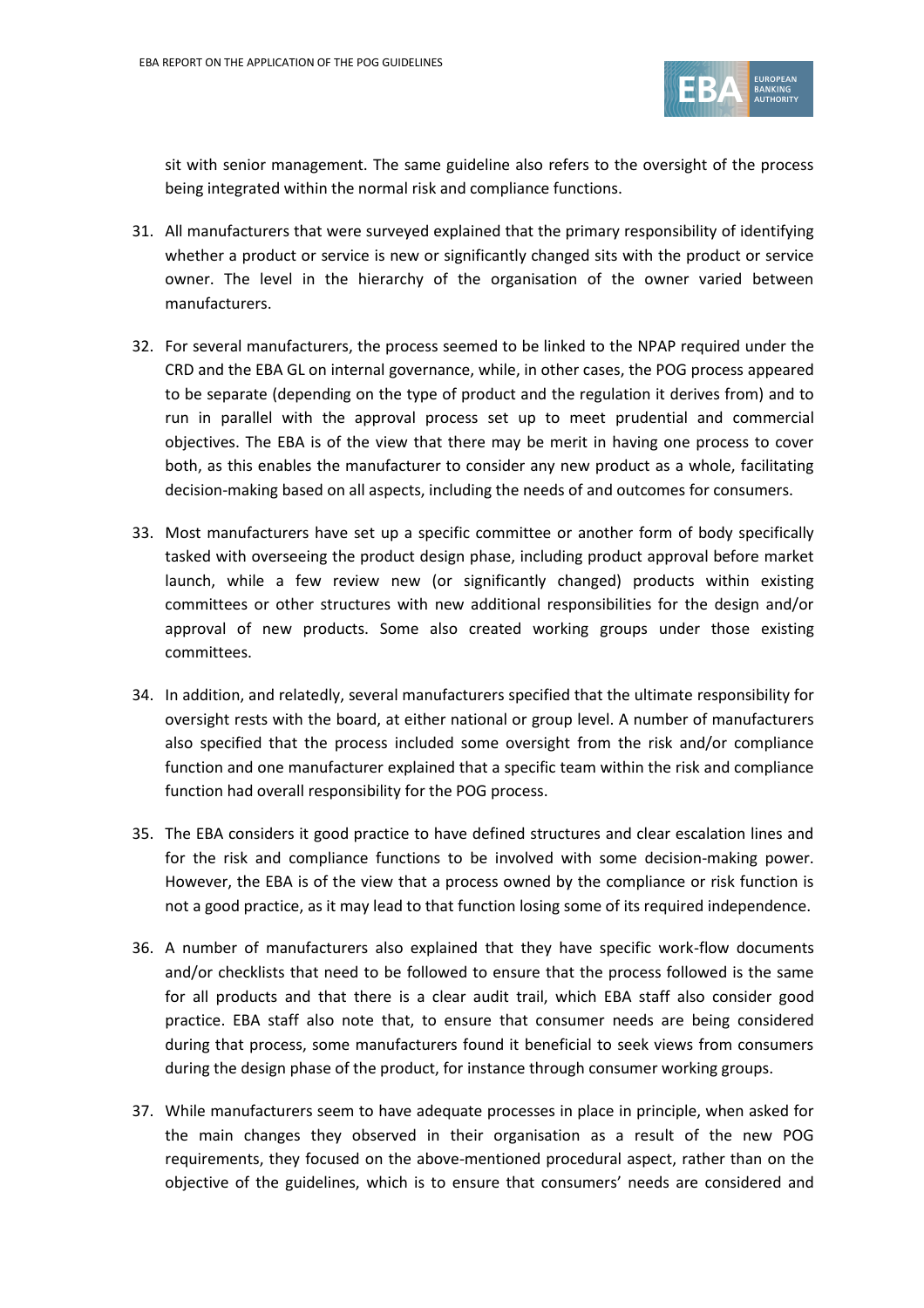sit with senior management. The same guideline also refers to the oversight of the process being integrated within the normal risk and compliance functions.

31. All manufacturers that were surveyed explained that the primary responsibility of identifying whether a product or service is new or significantly changed sits with the product or service owner. The level in the hierarchy of the organisation of the owner varied between manufacturers.

32. For several manufacturers, the process seemed to be linked to the NPAP required under the CRD and the EBA GL on internal governance, while, in other cases, the POG process appeared to be separate (depending on the type of product and the regulation it derives from) and to run in parallel with the approval process set up to meet prudential and commercial objectives. The EBA is of the view that there may be merit in having one process to cover both, as this enables the manufacturer to consider any new product as a whole, facilitating decision-making based on all aspects, including the needs of and outcomes for consumers.

33. Most manufacturers have set up a specific committee or another form of body specifically tasked with overseeing the product design phase, including product approval before market launch, while a few review new (or significantly changed) products within existing committees or other structures with new additional responsibilities for the design and/or approval of new products. Some also created working groups under those existing committees.

34. In addition, and relatedly, several manufacturers specified that the ultimate responsibility for oversight rests with the board, at either national or group level. A number of manufacturers also specified that the process included some oversight from the risk and/or compliance function and one manufacturer explained that a specific team within the risk and compliance function had overall responsibility for the POG process.

35. The EBA considers it good practice to have defined structures and clear escalation lines and for the risk and compliance functions to be involved with some decision-making power. However, the EBA is of the view that a process owned by the compliance or risk function is not a good practice, as it may lead to that function losing some of its required independence.

36. A number of manufacturers also explained that they have specific work-flow documents and/or checklists that need to be followed to ensure that the process followed is the same for all products and that there is a clear audit trail, which EBA staff also consider good practice. EBA staff also note that, to ensure that consumer needs are being considered during that process, some manufacturers found it beneficial to seek views from consumers during the design phase of the product, for instance through consumer working groups.

37. While manufacturers seem to have adequate processes in place in principle, when asked for the main changes they observed in their organisation as a result of the new POG requirements, they focused on the above-mentioned procedural aspect, rather than on the objective of the guidelines, which is to ensure that consumers' needs are considered and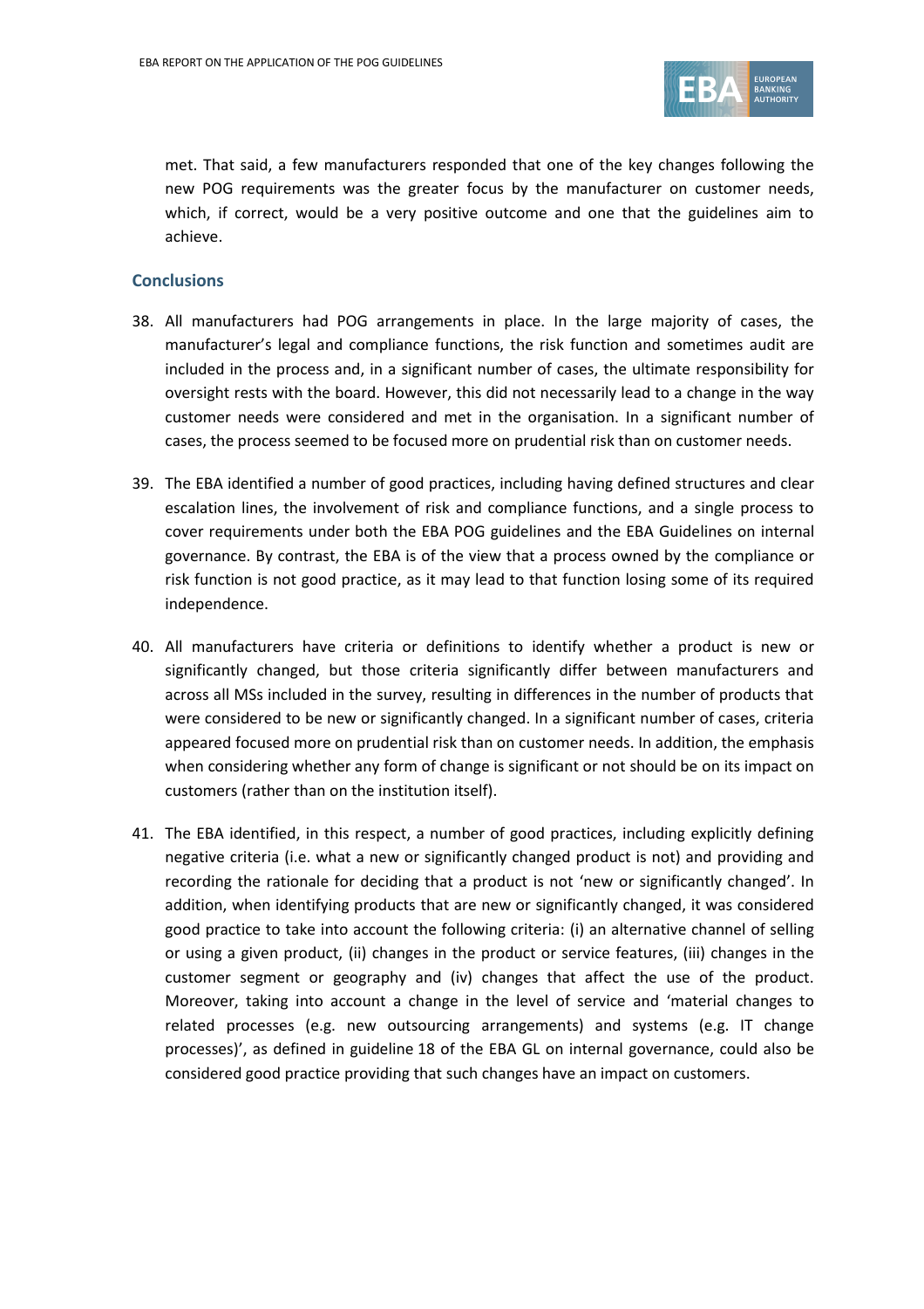met. That said, a few manufacturers responded that one of the key changes following the new POG requirements was the greater focus by the manufacturer on customer needs, which, if correct, would be a very positive outcome and one that the guidelines aim to achieve.

### Conclusions

38. All manufacturers had POG arrangements in place. In the large majority of cases, the manufacturer's legal and compliance functions, the risk function and sometimes audit are included in the process and, in a significant number of cases, the ultimate responsibility for oversight rests with the board. However, this did not necessarily lead to a change in the way customer needs were considered and met in the organisation. In a significant number of cases, the process seemed to be focused more on prudential risk than on customer needs.

39. The EBA identified a number of good practices, including having defined structures and clear escalation lines, the involvement of risk and compliance functions, and a single process to cover requirements under both the EBA POG guidelines and the EBA Guidelines on internal governance. By contrast, the EBA is of the view that a process owned by the compliance or risk function is not good practice, as it may lead to that function losing some of its required independence.

40. All manufacturers have criteria or definitions to identify whether a product is new or significantly changed, but those criteria significantly differ between manufacturers and across all MSs included in the survey, resulting in differences in the number of products that were considered to be new or significantly changed. In a significant number of cases, criteria appeared focused more on prudential risk than on customer needs. In addition, the emphasis when considering whether any form of change is significant or not should be on its impact on customers (rather than on the institution itself).

41. The EBA identified, in this respect, a number of good practices, including explicitly defining negative criteria (i.e. what a new or significantly changed product is not) and providing and recording the rationale for deciding that a product is not 'new or significantly changed'. In addition, when identifying products that are new or significantly changed, it was considered good practice to take into account the following criteria: (i) an alternative channel of selling or using a given product, (ii) changes in the product or service features, (iii) changes in the customer segment or geography and (iv) changes that affect the use of the product. Moreover, taking into account a change in the level of service and 'material changes to related processes (e.g. new outsourcing arrangements) and systems (e.g. IT change processes)', as defined in guideline 18 of the EBA GL on internal governance, could also be considered good practice providing that such changes have an impact on customers.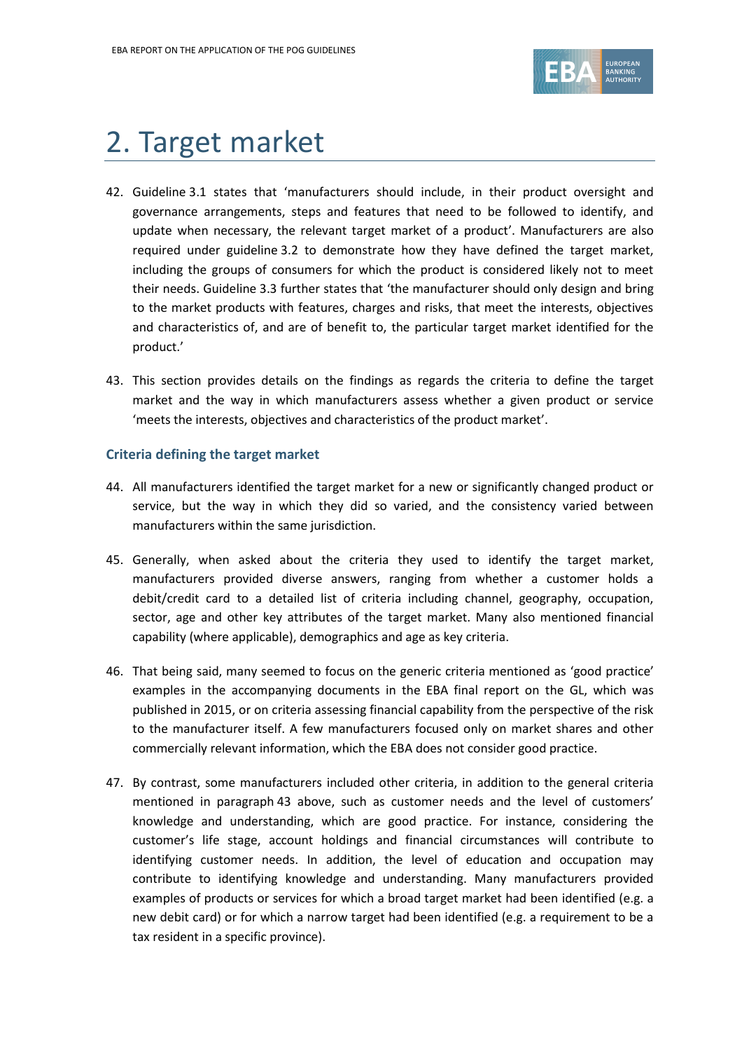# 2. Target market

42. Guideline 3.1 states that 'manufacturers should include, in their product oversight and governance arrangements, steps and features that need to be followed to identify, and update when necessary, the relevant target market of a product'. Manufacturers are also required under guideline 3.2 to demonstrate how they have defined the target market, including the groups of consumers for which the product is considered likely not to meet their needs. Guideline 3.3 further states that 'the manufacturer should only design and bring to the market products with features, charges and risks, that meet the interests, objectives and characteristics of, and are of benefit to, the particular target market identified for the product.'

43. This section provides details on the findings as regards the criteria to define the target market and the way in which manufacturers assess whether a given product or service 'meets the interests, objectives and characteristics of the product market'.

### Criteria defining the target market

44. All manufacturers identified the target market for a new or significantly changed product or service, but the way in which they did so varied, and the consistency varied between manufacturers within the same jurisdiction.

45. Generally, when asked about the criteria they used to identify the target market, manufacturers provided diverse answers, ranging from whether a customer holds a debit/credit card to a detailed list of criteria including channel, geography, occupation, sector, age and other key attributes of the target market. Many also mentioned financial capability (where applicable), demographics and age as key criteria.

46. That being said, many seemed to focus on the generic criteria mentioned as 'good practice' examples in the accompanying documents in the EBA final report on the GL, which was published in 2015, or on criteria assessing financial capability from the perspective of the risk to the manufacturer itself. A few manufacturers focused only on market shares and other commercially relevant information, which the EBA does not consider good practice.

47. By contrast, some manufacturers included other criteria, in addition to the general criteria mentioned in paragraph 43 above, such as customer needs and the level of customers' knowledge and understanding, which are good practice. For instance, considering the customer's life stage, account holdings and financial circumstances will contribute to identifying customer needs. In addition, the level of education and occupation may contribute to identifying knowledge and understanding. Many manufacturers provided examples of products or services for which a broad target market had been identified (e.g. a new debit card) or for which a narrow target had been identified (e.g. a requirement to be a tax resident in a specific province).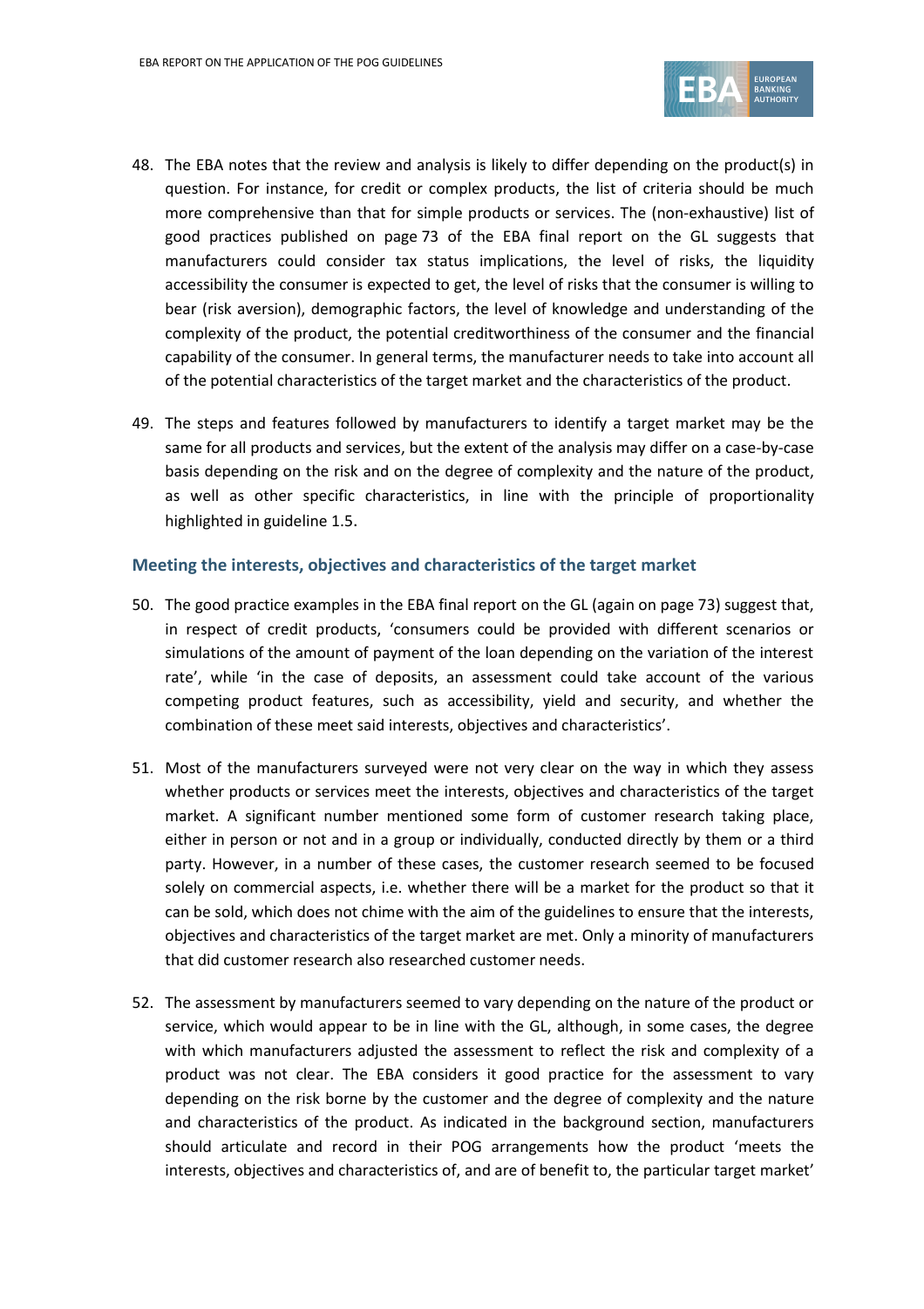48. The EBA notes that the review and analysis is likely to differ depending on the product(s) in question. For instance, for credit or complex products, the list of criteria should be much more comprehensive than that for simple products or services. The (non-exhaustive) list of good practices published on page 73 of the EBA final report on the GL suggests that manufacturers could consider tax status implications, the level of risks, the liquidity accessibility the consumer is expected to get, the level of risks that the consumer is willing to bear (risk aversion), demographic factors, the level of knowledge and understanding of the complexity of the product, the potential creditworthiness of the consumer and the financial capability of the consumer. In general terms, the manufacturer needs to take into account all of the potential characteristics of the target market and the characteristics of the product.

49. The steps and features followed by manufacturers to identify a target market may be the same for all products and services, but the extent of the analysis may differ on a case-by-case basis depending on the risk and on the degree of complexity and the nature of the product, as well as other specific characteristics, in line with the principle of proportionality highlighted in guideline 1.5.

### Meeting the interests, objectives and characteristics of the target market

50. The good practice examples in the EBA final report on the GL (again on page 73) suggest that, in respect of credit products, 'consumers could be provided with different scenarios or simulations of the amount of payment of the loan depending on the variation of the interest rate', while 'in the case of deposits, an assessment could take account of the various competing product features, such as accessibility, yield and security, and whether the combination of these meet said interests, objectives and characteristics'.

51. Most of the manufacturers surveyed were not very clear on the way in which they assess whether products or services meet the interests, objectives and characteristics of the target market. A significant number mentioned some form of customer research taking place, either in person or not and in a group or individually, conducted directly by them or a third party. However, in a number of these cases, the customer research seemed to be focused solely on commercial aspects, i.e. whether there will be a market for the product so that it can be sold, which does not chime with the aim of the guidelines to ensure that the interests, objectives and characteristics of the target market are met. Only a minority of manufacturers that did customer research also researched customer needs.

52. The assessment by manufacturers seemed to vary depending on the nature of the product or service, which would appear to be in line with the GL, although, in some cases, the degree with which manufacturers adjusted the assessment to reflect the risk and complexity of a product was not clear. The EBA considers it good practice for the assessment to vary depending on the risk borne by the customer and the degree of complexity and the nature and characteristics of the product. As indicated in the background section, manufacturers should articulate and record in their POG arrangements how the product 'meets the interests, objectives and characteristics of, and are of benefit to, the particular target market'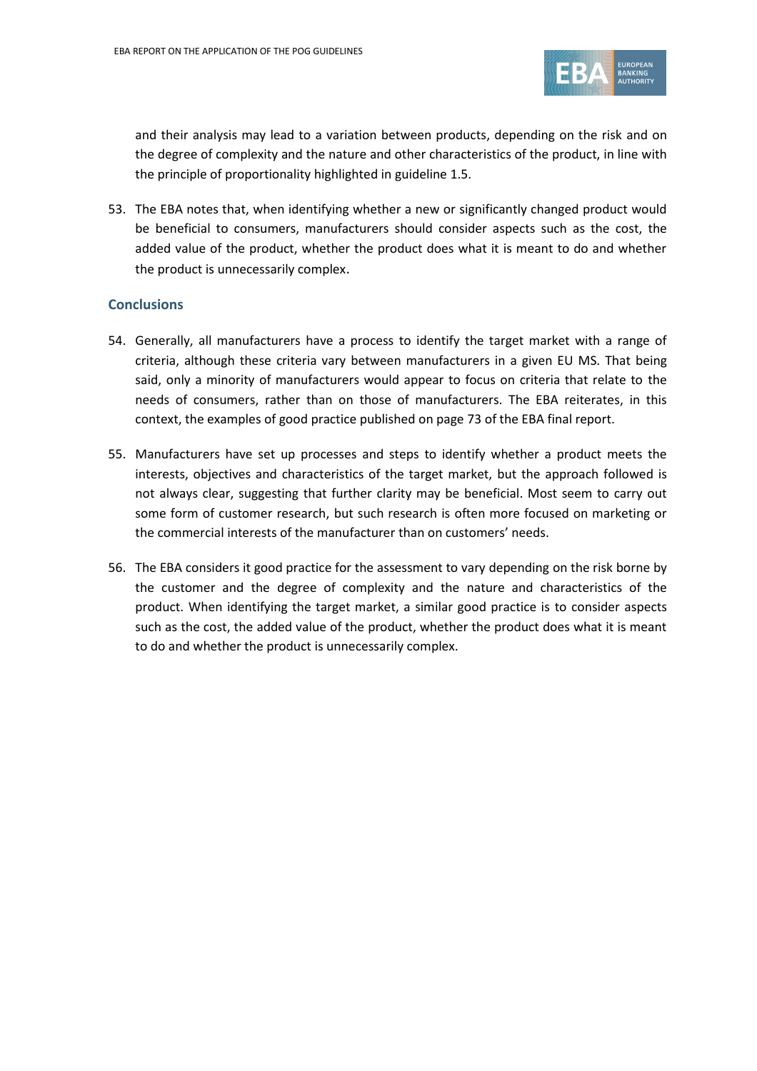and their analysis may lead to a variation between products, depending on the risk and on the degree of complexity and the nature and other characteristics of the product, in line with the principle of proportionality highlighted in guideline 1.5.

53. The EBA notes that, when identifying whether a new or significantly changed product would be beneficial to consumers, manufacturers should consider aspects such as the cost, the added value of the product, whether the product does what it is meant to do and whether the product is unnecessarily complex.

### Conclusions

54. Generally, all manufacturers have a process to identify the target market with a range of criteria, although these criteria vary between manufacturers in a given EU MS. That being said, only a minority of manufacturers would appear to focus on criteria that relate to the needs of consumers, rather than on those of manufacturers. The EBA reiterates, in this context, the examples of good practice published on page 73 of the EBA final report.

55. Manufacturers have set up processes and steps to identify whether a product meets the interests, objectives and characteristics of the target market, but the approach followed is not always clear, suggesting that further clarity may be beneficial. Most seem to carry out some form of customer research, but such research is often more focused on marketing or the commercial interests of the manufacturer than on customers' needs.

56. The EBA considers it good practice for the assessment to vary depending on the risk borne by the customer and the degree of complexity and the nature and characteristics of the product. When identifying the target market, a similar good practice is to consider aspects such as the cost, the added value of the product, whether the product does what it is meant to do and whether the product is unnecessarily complex.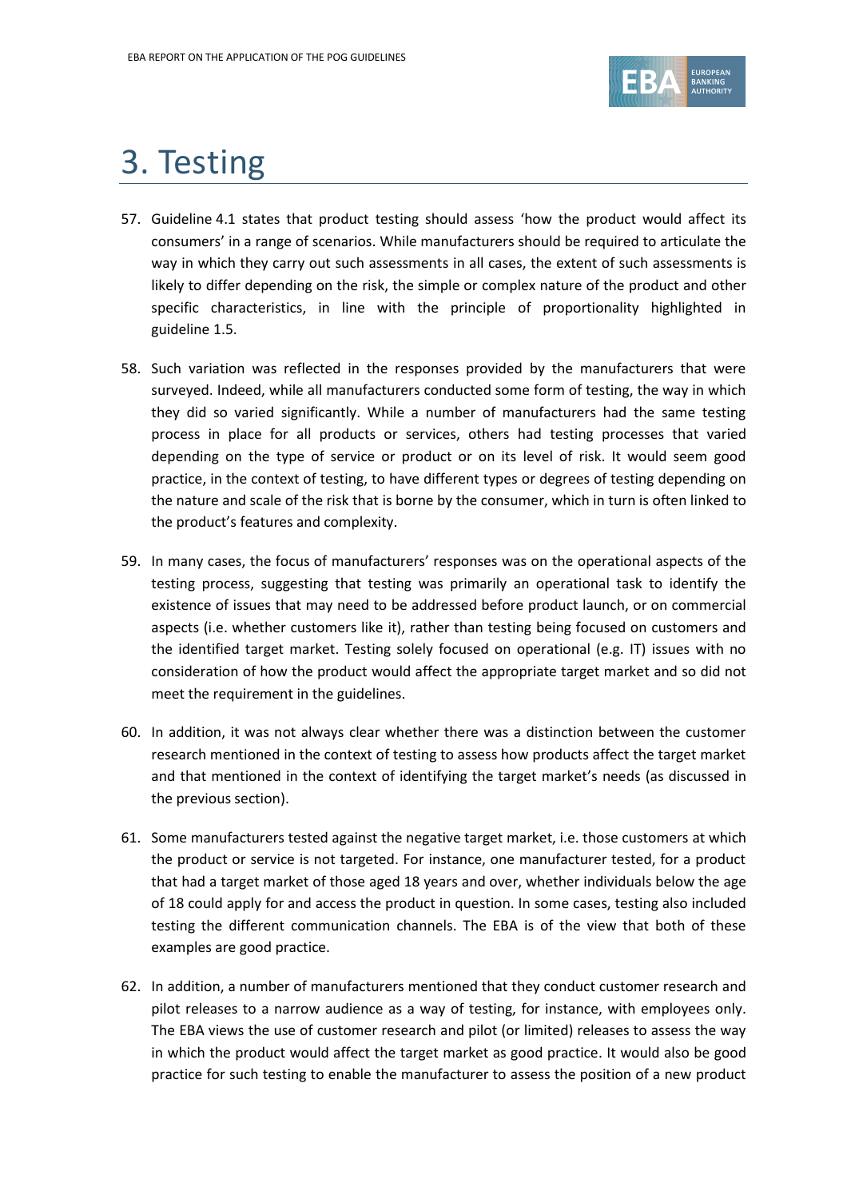# 3. Testing

57. Guideline 4.1 states that product testing should assess 'how the product would affect its consumers' in a range of scenarios. While manufacturers should be required to articulate the way in which they carry out such assessments in all cases, the extent of such assessments is likely to differ depending on the risk, the simple or complex nature of the product and other specific characteristics, in line with the principle of proportionality highlighted in guideline 1.5.

58. Such variation was reflected in the responses provided by the manufacturers that were surveyed. Indeed, while all manufacturers conducted some form of testing, the way in which they did so varied significantly. While a number of manufacturers had the same testing process in place for all products or services, others had testing processes that varied depending on the type of service or product or on its level of risk. It would seem good practice, in the context of testing, to have different types or degrees of testing depending on the nature and scale of the risk that is borne by the consumer, which in turn is often linked to the product's features and complexity.

59. In many cases, the focus of manufacturers' responses was on the operational aspects of the testing process, suggesting that testing was primarily an operational task to identify the existence of issues that may need to be addressed before product launch, or on commercial aspects (i.e. whether customers like it), rather than testing being focused on customers and the identified target market. Testing solely focused on operational (e.g. IT) issues with no consideration of how the product would affect the appropriate target market and so did not meet the requirement in the guidelines.

60. In addition, it was not always clear whether there was a distinction between the customer research mentioned in the context of testing to assess how products affect the target market and that mentioned in the context of identifying the target market's needs (as discussed in the previous section).

61. Some manufacturers tested against the negative target market, i.e. those customers at which the product or service is not targeted. For instance, one manufacturer tested, for a product that had a target market of those aged 18 years and over, whether individuals below the age of 18 could apply for and access the product in question. In some cases, testing also included testing the different communication channels. The EBA is of the view that both of these examples are good practice.

62. In addition, a number of manufacturers mentioned that they conduct customer research and pilot releases to a narrow audience as a way of testing, for instance, with employees only. The EBA views the use of customer research and pilot (or limited) releases to assess the way in which the product would affect the target market as good practice. It would also be good practice for such testing to enable the manufacturer to assess the position of a new product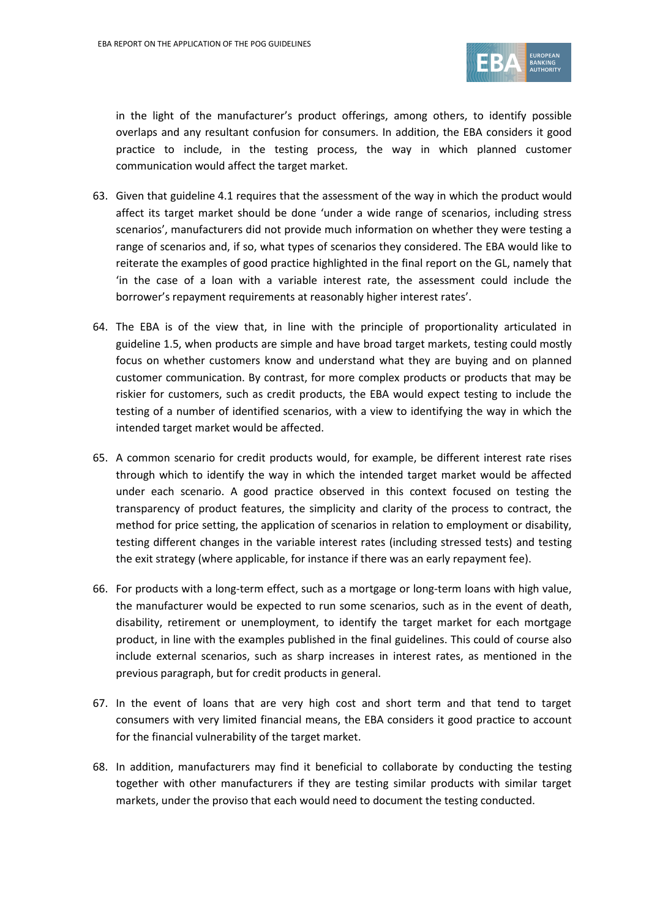in the light of the manufacturer's product offerings, among others, to identify possible overlaps and any resultant confusion for consumers. In addition, the EBA considers it good practice to include, in the testing process, the way in which planned customer communication would affect the target market.

63. Given that guideline 4.1 requires that the assessment of the way in which the product would affect its target market should be done 'under a wide range of scenarios, including stress scenarios', manufacturers did not provide much information on whether they were testing a range of scenarios and, if so, what types of scenarios they considered. The EBA would like to reiterate the examples of good practice highlighted in the final report on the GL, namely that 'in the case of a loan with a variable interest rate, the assessment could include the borrower's repayment requirements at reasonably higher interest rates'.

64. The EBA is of the view that, in line with the principle of proportionality articulated in guideline 1.5, when products are simple and have broad target markets, testing could mostly focus on whether customers know and understand what they are buying and on planned customer communication. By contrast, for more complex products or products that may be riskier for customers, such as credit products, the EBA would expect testing to include the testing of a number of identified scenarios, with a view to identifying the way in which the intended target market would be affected.

65. A common scenario for credit products would, for example, be different interest rate rises through which to identify the way in which the intended target market would be affected under each scenario. A good practice observed in this context focused on testing the transparency of product features, the simplicity and clarity of the process to contract, the method for price setting, the application of scenarios in relation to employment or disability, testing different changes in the variable interest rates (including stressed tests) and testing the exit strategy (where applicable, for instance if there was an early repayment fee).

66. For products with a long-term effect, such as a mortgage or long-term loans with high value, the manufacturer would be expected to run some scenarios, such as in the event of death, disability, retirement or unemployment, to identify the target market for each mortgage product, in line with the examples published in the final guidelines. This could of course also include external scenarios, such as sharp increases in interest rates, as mentioned in the previous paragraph, but for credit products in general.

67. In the event of loans that are very high cost and short term and that tend to target consumers with very limited financial means, the EBA considers it good practice to account for the financial vulnerability of the target market.

68. In addition, manufacturers may find it beneficial to collaborate by conducting the testing together with other manufacturers if they are testing similar products with similar target markets, under the proviso that each would need to document the testing conducted.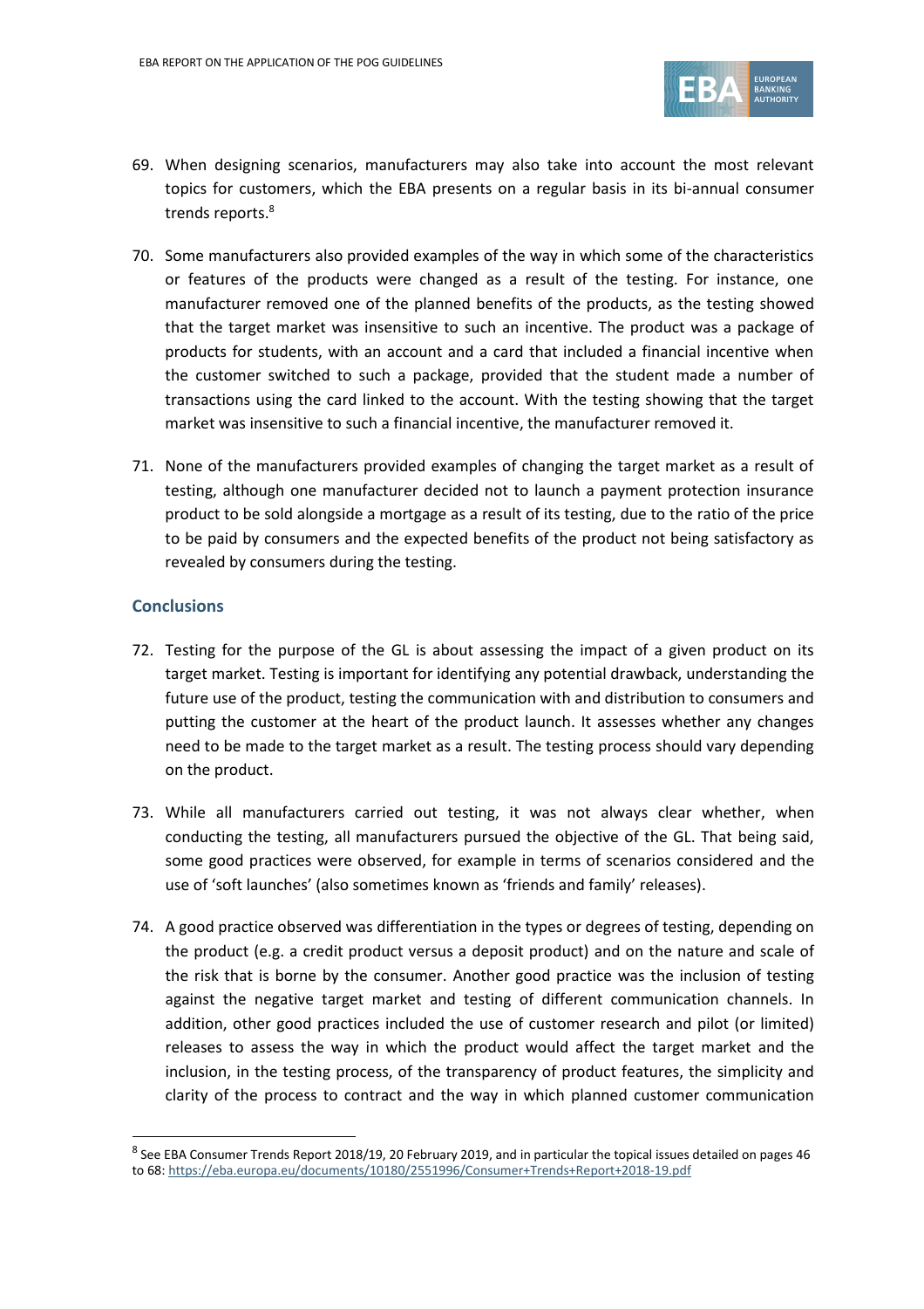69. When designing scenarios, manufacturers may also take into account the most relevant topics for customers, which the EBA presents on a regular basis in its bi-annual consumer trends reports.[8]

70. Some manufacturers also provided examples of the way in which some of the characteristics or features of the products were changed as a result of the testing. For instance, one manufacturer removed one of the planned benefits of the products, as the testing showed that the target market was insensitive to such an incentive. The product was a package of products for students, with an account and a card that included a financial incentive when the customer switched to such a package, provided that the student made a number of transactions using the card linked to the account. With the testing showing that the target market was insensitive to such a financial incentive, the manufacturer removed it.

71. None of the manufacturers provided examples of changing the target market as a result of testing, although one manufacturer decided not to launch a payment protection insurance product to be sold alongside a mortgage as a result of its testing, due to the ratio of the price to be paid by consumers and the expected benefits of the product not being satisfactory as revealed by consumers during the testing.

### Conclusions

72. Testing for the purpose of the GL is about assessing the impact of a given product on its target market. Testing is important for identifying any potential drawback, understanding the future use of the product, testing the communication with and distribution to consumers and putting the customer at the heart of the product launch. It assesses whether any changes need to be made to the target market as a result. The testing process should vary depending on the product.

73. While all manufacturers carried out testing, it was not always clear whether, when conducting the testing, all manufacturers pursued the objective of the GL. That being said, some good practices were observed, for example in terms of scenarios considered and the use of 'soft launches' (also sometimes known as 'friends and family' releases).

74. A good practice observed was differentiation in the types or degrees of testing, depending on the product (e.g. a credit product versus a deposit product) and on the nature and scale of the risk that is borne by the consumer. Another good practice was the inclusion of testing against the negative target market and testing of different communication channels. In addition, other good practices included the use of customer research and pilot (or limited) releases to assess the way in which the product would affect the target market and the inclusion, in the testing process, of the transparency of product features, the simplicity and clarity of the process to contract and the way in which planned customer communication

[8] See EBA Consumer Trends Report 2018/19, 20 February 2019, and in particular the topical issues detailed on pages 46 to 68: https://eba.europa.eu/documents/10180/2551996/Consumer+Trends+Report+2018-19.pdf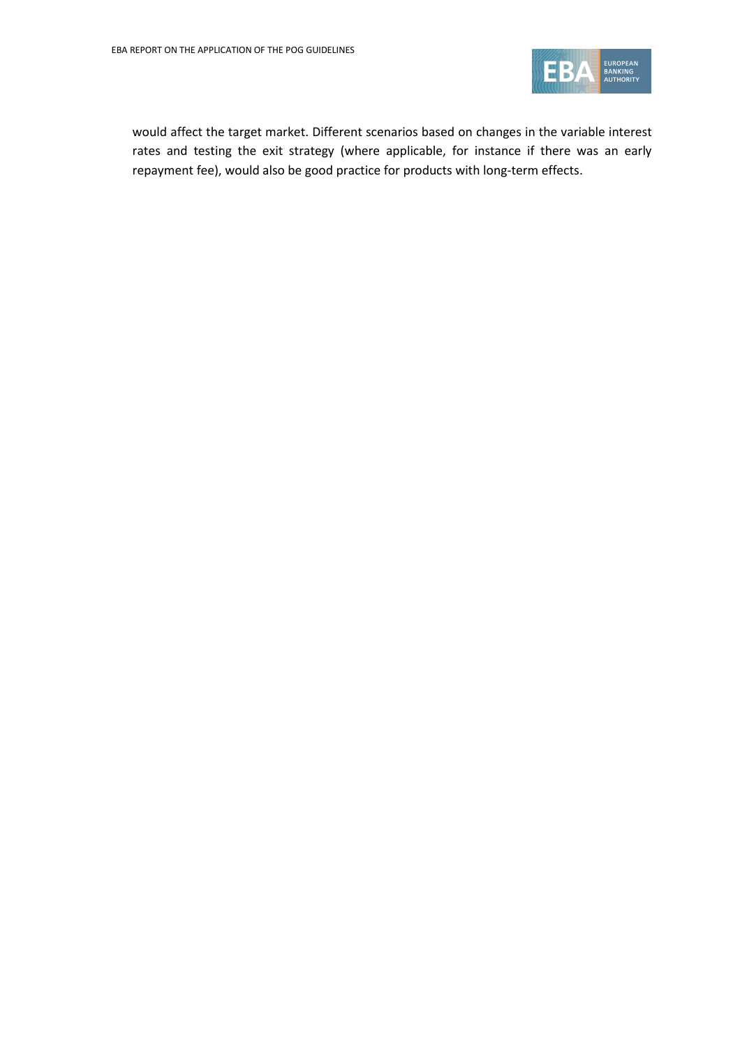would affect the target market. Different scenarios based on changes in the variable interest rates and testing the exit strategy (where applicable, for instance if there was an early repayment fee), would also be good practice for products with long-term effects.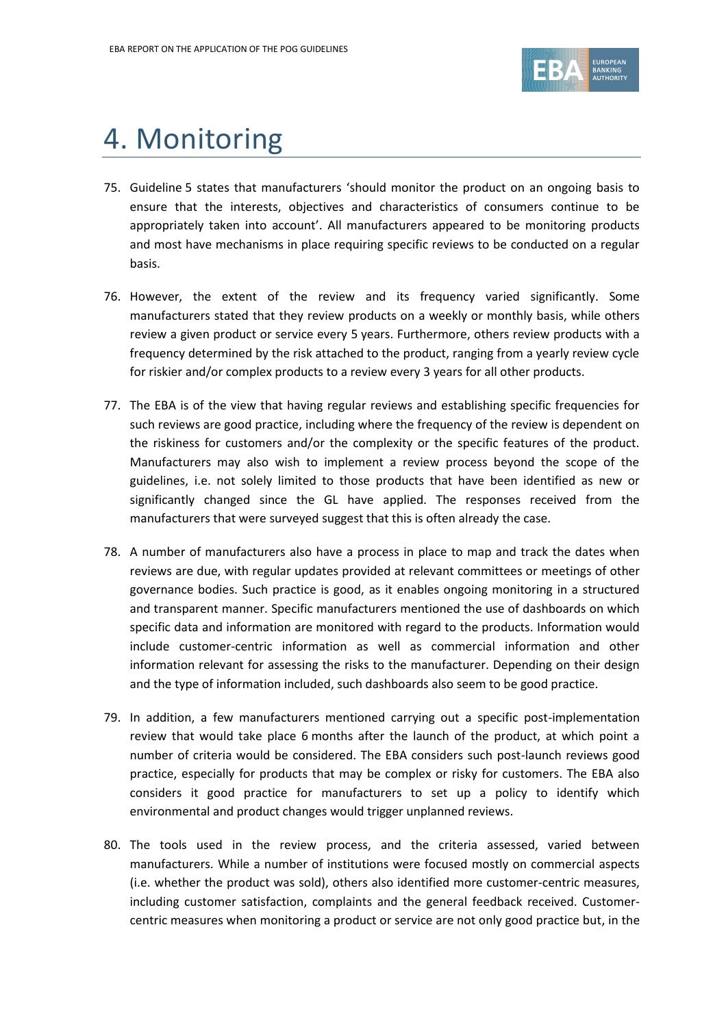# 4. Monitoring

75. Guideline 5 states that manufacturers 'should monitor the product on an ongoing basis to ensure that the interests, objectives and characteristics of consumers continue to be appropriately taken into account'. All manufacturers appeared to be monitoring products and most have mechanisms in place requiring specific reviews to be conducted on a regular basis.

76. However, the extent of the review and its frequency varied significantly. Some manufacturers stated that they review products on a weekly or monthly basis, while others review a given product or service every 5 years. Furthermore, others review products with a frequency determined by the risk attached to the product, ranging from a yearly review cycle for riskier and/or complex products to a review every 3 years for all other products.

77. The EBA is of the view that having regular reviews and establishing specific frequencies for such reviews are good practice, including where the frequency of the review is dependent on the riskiness for customers and/or the complexity or the specific features of the product. Manufacturers may also wish to implement a review process beyond the scope of the guidelines, i.e. not solely limited to those products that have been identified as new or significantly changed since the GL have applied. The responses received from the manufacturers that were surveyed suggest that this is often already the case.

78. A number of manufacturers also have a process in place to map and track the dates when reviews are due, with regular updates provided at relevant committees or meetings of other governance bodies. Such practice is good, as it enables ongoing monitoring in a structured and transparent manner. Specific manufacturers mentioned the use of dashboards on which specific data and information are monitored with regard to the products. Information would include customer-centric information as well as commercial information and other information relevant for assessing the risks to the manufacturer. Depending on their design and the type of information included, such dashboards also seem to be good practice.

79. In addition, a few manufacturers mentioned carrying out a specific post-implementation review that would take place 6 months after the launch of the product, at which point a number of criteria would be considered. The EBA considers such post-launch reviews good practice, especially for products that may be complex or risky for customers. The EBA also considers it good practice for manufacturers to set up a policy to identify which environmental and product changes would trigger unplanned reviews.

80. The tools used in the review process, and the criteria assessed, varied between manufacturers. While a number of institutions were focused mostly on commercial aspects (i.e. whether the product was sold), others also identified more customer-centric measures, including customer satisfaction, complaints and the general feedback received. Customer-centric measures when monitoring a product or service are not only good practice but, in the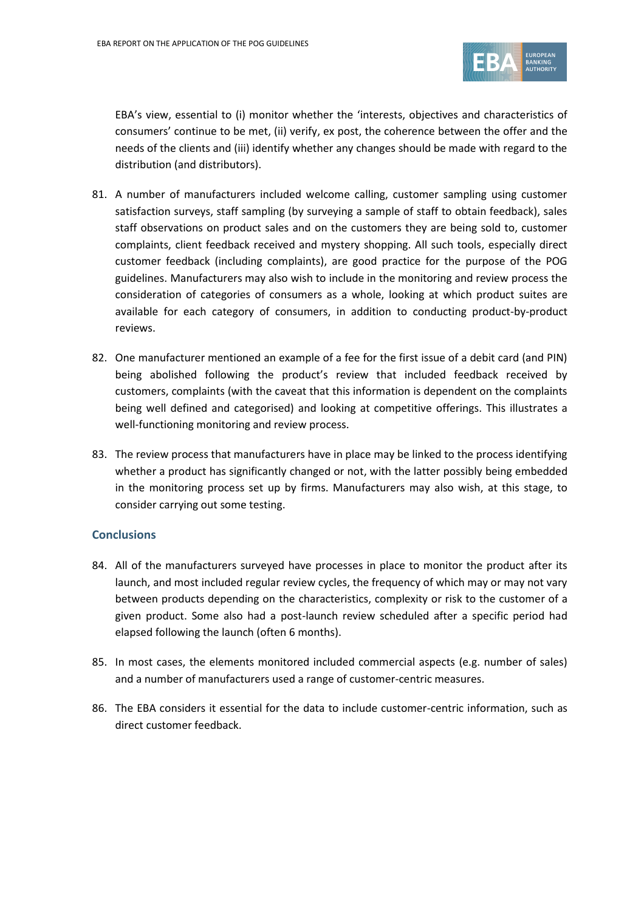EBA's view, essential to (i) monitor whether the 'interests, objectives and characteristics of consumers' continue to be met, (ii) verify, ex post, the coherence between the offer and the needs of the clients and (iii) identify whether any changes should be made with regard to the distribution (and distributors).

81. A number of manufacturers included welcome calling, customer sampling using customer satisfaction surveys, staff sampling (by surveying a sample of staff to obtain feedback), sales staff observations on product sales and on the customers they are being sold to, customer complaints, client feedback received and mystery shopping. All such tools, especially direct customer feedback (including complaints), are good practice for the purpose of the POG guidelines. Manufacturers may also wish to include in the monitoring and review process the consideration of categories of consumers as a whole, looking at which product suites are available for each category of consumers, in addition to conducting product-by-product reviews.

82. One manufacturer mentioned an example of a fee for the first issue of a debit card (and PIN) being abolished following the product's review that included feedback received by customers, complaints (with the caveat that this information is dependent on the complaints being well defined and categorised) and looking at competitive offerings. This illustrates a well-functioning monitoring and review process.

83. The review process that manufacturers have in place may be linked to the process identifying whether a product has significantly changed or not, with the latter possibly being embedded in the monitoring process set up by firms. Manufacturers may also wish, at this stage, to consider carrying out some testing.

### Conclusions

84. All of the manufacturers surveyed have processes in place to monitor the product after its launch, and most included regular review cycles, the frequency of which may or may not vary between products depending on the characteristics, complexity or risk to the customer of a given product. Some also had a post-launch review scheduled after a specific period had elapsed following the launch (often 6 months).

85. In most cases, the elements monitored included commercial aspects (e.g. number of sales) and a number of manufacturers used a range of customer-centric measures.

86. The EBA considers it essential for the data to include customer-centric information, such as direct customer feedback.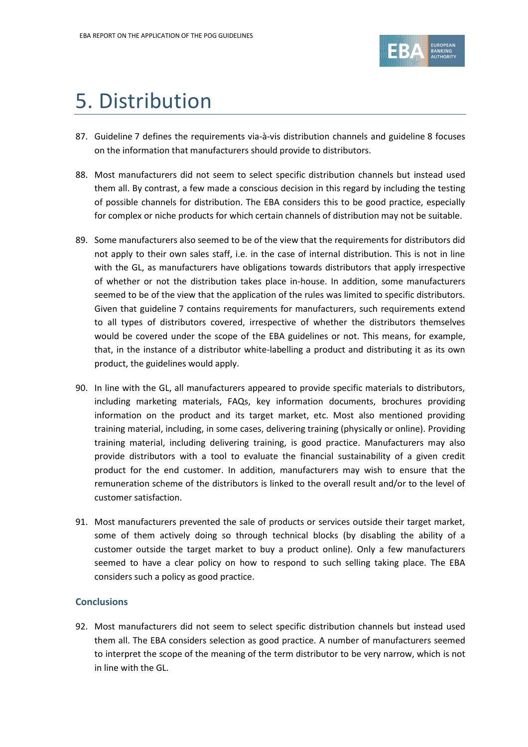# 5. Distribution

87. Guideline 7 defines the requirements via-à-vis distribution channels and guideline 8 focuses on the information that manufacturers should provide to distributors.

88. Most manufacturers did not seem to select specific distribution channels but instead used them all. By contrast, a few made a conscious decision in this regard by including the testing of possible channels for distribution. The EBA considers this to be good practice, especially for complex or niche products for which certain channels of distribution may not be suitable.

89. Some manufacturers also seemed to be of the view that the requirements for distributors did not apply to their own sales staff, i.e. in the case of internal distribution. This is not in line with the GL, as manufacturers have obligations towards distributors that apply irrespective of whether or not the distribution takes place in-house. In addition, some manufacturers seemed to be of the view that the application of the rules was limited to specific distributors. Given that guideline 7 contains requirements for manufacturers, such requirements extend to all types of distributors covered, irrespective of whether the distributors themselves would be covered under the scope of the EBA guidelines or not. This means, for example, that, in the instance of a distributor white-labelling a product and distributing it as its own product, the guidelines would apply.

90. In line with the GL, all manufacturers appeared to provide specific materials to distributors, including marketing materials, FAQs, key information documents, brochures providing information on the product and its target market, etc. Most also mentioned providing training material, including, in some cases, delivering training (physically or online). Providing training material, including delivering training, is good practice. Manufacturers may also provide distributors with a tool to evaluate the financial sustainability of a given credit product for the end customer. In addition, manufacturers may wish to ensure that the remuneration scheme of the distributors is linked to the overall result and/or to the level of customer satisfaction.

91. Most manufacturers prevented the sale of products or services outside their target market, some of them actively doing so through technical blocks (by disabling the ability of a customer outside the target market to buy a product online). Only a few manufacturers seemed to have a clear policy on how to respond to such selling taking place. The EBA considers such a policy as good practice.

### Conclusions

92. Most manufacturers did not seem to select specific distribution channels but instead used them all. The EBA considers selection as good practice. A number of manufacturers seemed to interpret the scope of the meaning of the term distributor to be very narrow, which is not in line with the GL.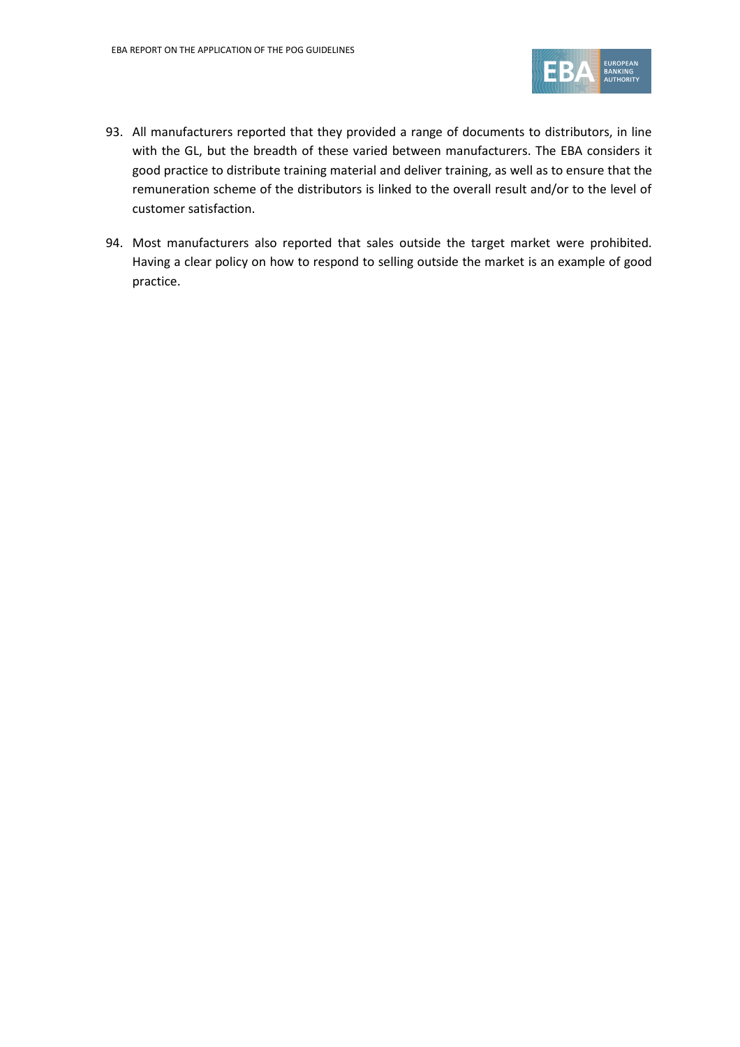93. All manufacturers reported that they provided a range of documents to distributors, in line with the GL, but the breadth of these varied between manufacturers. The EBA considers it good practice to distribute training material and deliver training, as well as to ensure that the remuneration scheme of the distributors is linked to the overall result and/or to the level of customer satisfaction.

94. Most manufacturers also reported that sales outside the target market were prohibited. Having a clear policy on how to respond to selling outside the market is an example of good practice.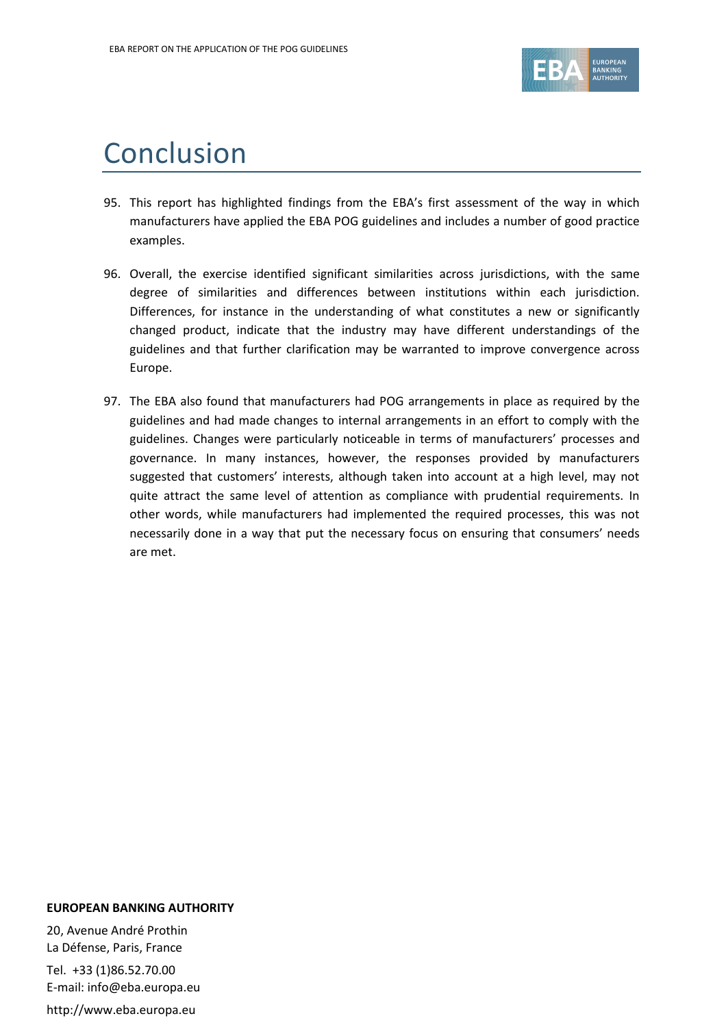# Conclusion

95. This report has highlighted findings from the EBA's first assessment of the way in which manufacturers have applied the EBA POG guidelines and includes a number of good practice examples.

96. Overall, the exercise identified significant similarities across jurisdictions, with the same degree of similarities and differences between institutions within each jurisdiction. Differences, for instance in the understanding of what constitutes a new or significantly changed product, indicate that the industry may have different understandings of the guidelines and that further clarification may be warranted to improve convergence across Europe.

97. The EBA also found that manufacturers had POG arrangements in place as required by the guidelines and had made changes to internal arrangements in an effort to comply with the guidelines. Changes were particularly noticeable in terms of manufacturers' processes and governance. In many instances, however, the responses provided by manufacturers suggested that customers' interests, although taken into account at a high level, may not quite attract the same level of attention as compliance with prudential requirements. In other words, while manufacturers had implemented the required processes, this was not necessarily done in a way that put the necessary focus on ensuring that consumers' needs are met.

**EUROPEAN BANKING AUTHORITY**

20, Avenue André Prothin
La Défense, Paris, France

Tel. +33 (1)86.52.70.00
E-mail: info@eba.europa.eu

http://www.eba.europa.eu